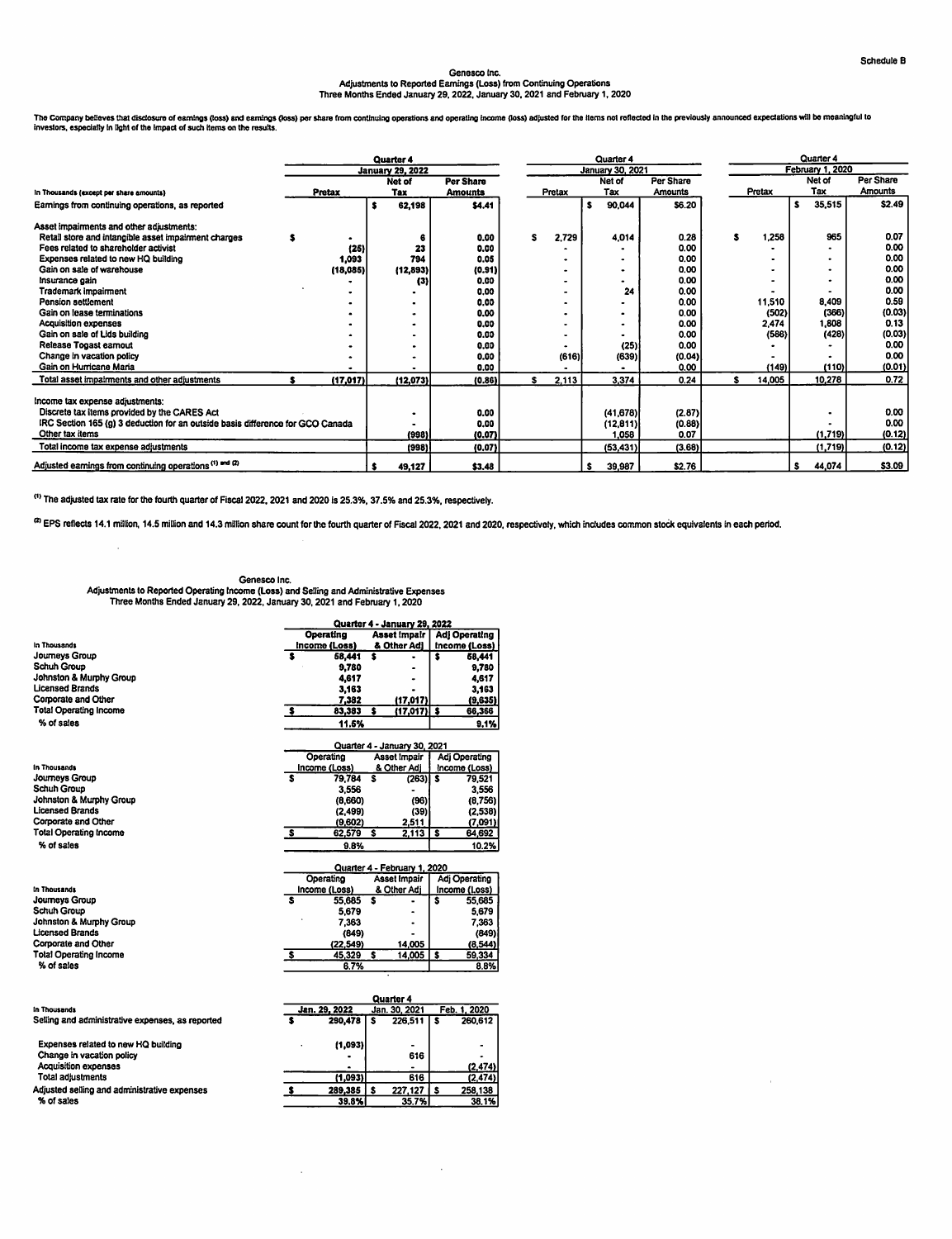Schedule B

# Genesco Inc.
## Adjustments to Reported Earnings (Loss) from Continuing Operations
### Three Months Ended January 29, 2022, January 30, 2021 and February 1, 2020

The Company believes that disclosure of earnings (loss) and earnings (loss) per share from continuing operations and operating income (loss) adjusted for the items not reflected in the previously announced expectations will be meaningful to investors, especially in light of the impact of such items on the results.

| In Thousands (except per share amounts) | Quarter 4 January 29, 2022 Pretax | Net of Tax | Per Share Amounts | Quarter 4 January 30, 2021 Pretax | Net of Tax | Per Share Amounts | Quarter 4 February 1, 2020 Pretax | Net of Tax | Per Share Amounts |
|---|---|---|---|---|---|---|---|---|---|
| Earnings from continuing operations, as reported | | $ 62,198 | $4.41 | | $ 90,044 | $6.20 | | $ 35,515 | $2.49 |
| Asset impairments and other adjustments: | | | | | | | | | |
| Retail store and intangible asset impairment charges | $ - | 6 | 0.00 | $ 2,729 | 4,014 | 0.28 | $ 1,258 | 965 | 0.07 |
| Fees related to shareholder activist | (25) | 23 | 0.00 | - | - | 0.00 | - | - | 0.00 |
| Expenses related to new HQ building | 1,093 | 794 | 0.05 | - | - | 0.00 | - | - | 0.00 |
| Gain on sale of warehouse | (18,085) | (12,893) | (0.91) | - | - | 0.00 | - | - | 0.00 |
| Insurance gain | - | (3) | 0.00 | - | - | 0.00 | - | - | 0.00 |
| Trademark impairment | - | - | 0.00 | - | 24 | 0.00 | - | - | 0.00 |
| Pension settlement | - | - | 0.00 | - | - | 0.00 | 11,510 | 8,409 | 0.59 |
| Gain on lease terminations | - | - | 0.00 | - | - | 0.00 | (502) | (366) | (0.03) |
| Acquisition expenses | - | - | 0.00 | - | - | 0.00 | 2,474 | 1,808 | 0.13 |
| Gain on sale of Lids building | - | - | 0.00 | - | - | 0.00 | (586) | (428) | (0.03) |
| Release Togast earnout | - | - | 0.00 | - | (25) | 0.00 | - | - | 0.00 |
| Change in vacation policy | - | - | 0.00 | (616) | (639) | (0.04) | - | - | 0.00 |
| Gain on Hurricane Maria | - | - | 0.00 | - | - | 0.00 | (149) | (110) | (0.01) |
| Total asset impairments and other adjustments | $ (17,017) | (12,073) | (0.86) | $ 2,113 | 3,374 | 0.24 | $ 14,005 | 10,278 | 0.72 |
| Income tax expense adjustments: | | | | | | | | | |
| Discrete tax items provided by the CARES Act | | - | 0.00 | | (41,678) | (2.87) | | - | 0.00 |
| IRC Section 165 (g) 3 deduction for an outside basis difference for GCO Canada | | - | 0.00 | | (12,811) | (0.88) | | - | 0.00 |
| Other tax items | | (998) | (0.07) | | 1,058 | 0.07 | | (1,719) | (0.12) |
| Total income tax expense adjustments | | (998) | (0.07) | | (53,431) | (3.68) | | (1,719) | (0.12) |
| Adjusted earnings from continuing operations [(1) and (2)] | | $ 49,127 | $3.48 | | $ 39,987 | $2.76 | | $ 44,074 | $3.09 |

(1) The adjusted tax rate for the fourth quarter of Fiscal 2022, 2021 and 2020 is 25.3%, 37.5% and 25.3%, respectively.

(2) EPS reflects 14.1 million, 14.5 million and 14.3 million share count for the fourth quarter of Fiscal 2022, 2021 and 2020, respectively, which includes common stock equivalents in each period.

# Genesco Inc.
## Adjustments to Reported Operating Income (Loss) and Selling and Administrative Expenses
### Three Months Ended January 29, 2022, January 30, 2021 and February 1, 2020

| In Thousands | Quarter 4 - January 29, 2022 Operating Income (Loss) | Asset Impair & Other Adj | Adj Operating Income (Loss) |
|---|---|---|---|
| Journeys Group | $ 58,441 | $ - | $ 58,441 |
| Schuh Group | 9,780 | - | 9,780 |
| Johnston & Murphy Group | 4,617 | - | 4,617 |
| Licensed Brands | 3,163 | - | 3,163 |
| Corporate and Other | 7,382 | (17,017) | (9,635) |
| Total Operating Income | $ 83,383 | $ (17,017) | $ 66,366 |
| % of sales | 11.5% | | 9.1% |

| In Thousands | Quarter 4 - January 30, 2021 Operating Income (Loss) | Asset Impair & Other Adj | Adj Operating Income (Loss) |
|---|---|---|---|
| Journeys Group | $ 79,784 | $ (263) | $ 79,521 |
| Schuh Group | 3,556 | - | 3,556 |
| Johnston & Murphy Group | (8,660) | (96) | (8,756) |
| Licensed Brands | (2,499) | (39) | (2,538) |
| Corporate and Other | (9,602) | 2,511 | (7,091) |
| Total Operating Income | $ 62,579 | $ 2,113 | $ 64,692 |
| % of sales | 9.8% | | 10.2% |

| In Thousands | Quarter 4 - February 1, 2020 Operating Income (Loss) | Asset Impair & Other Adj | Adj Operating Income (Loss) |
|---|---|---|---|
| Journeys Group | $ 55,685 | $ - | $ 55,685 |
| Schuh Group | 5,679 | - | 5,679 |
| Johnston & Murphy Group | 7,363 | - | 7,363 |
| Licensed Brands | (849) | - | (849) |
| Corporate and Other | (22,549) | 14,005 | (8,544) |
| Total Operating Income | $ 45,329 | $ 14,005 | $ 59,334 |
| % of sales | 6.7% | | 8.8% |

| In Thousands | Quarter 4 Jan. 29, 2022 | Jan. 30, 2021 | Feb. 1, 2020 |
|---|---|---|---|
| Selling and administrative expenses, as reported | $ 290,478 | $ 226,511 | $ 260,612 |
| Expenses related to new HQ building | (1,093) | - | - |
| Change in vacation policy | - | 616 | - |
| Acquisition expenses | - | - | (2,474) |
| Total adjustments | (1,093) | 616 | (2,474) |
| Adjusted selling and administrative expenses | $ 289,385 | $ 227,127 | $ 258,138 |
| % of sales | 39.8% | 35.7% | 38.1% |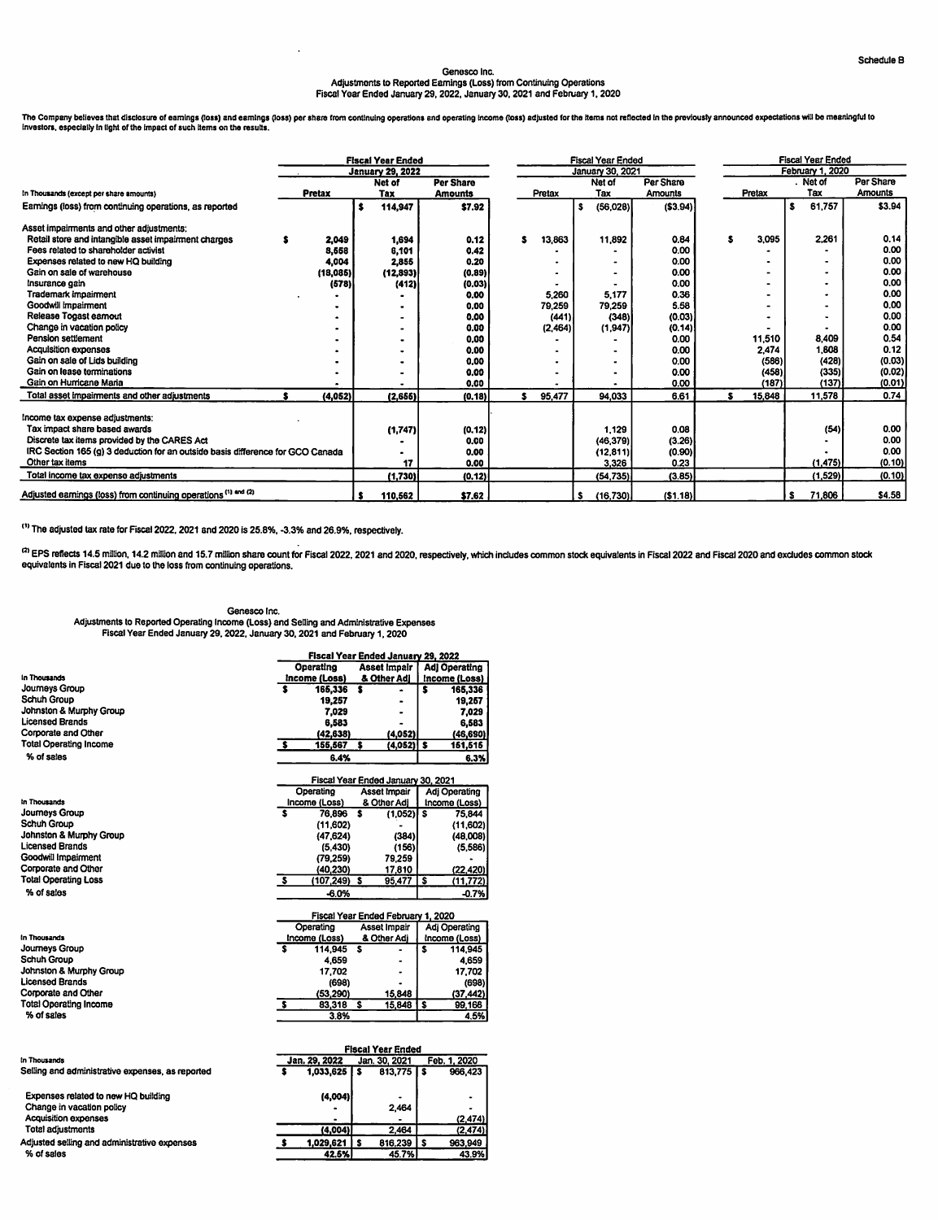Schedule B

## Genesco Inc.
### Adjustments to Reported Earnings (Loss) from Continuing Operations
### Fiscal Year Ended January 29, 2022, January 30, 2021 and February 1, 2020

The Company believes that disclosure of earnings (loss) and earnings (loss) per share from continuing operations and operating income (loss) adjusted for the items not reflected in the previously announced expectations will be meaningful to investors, especially in light of the impact of such items on the results.

| In Thousands (except per share amounts) | Fiscal Year Ended January 29, 2022 | | | Fiscal Year Ended January 30, 2021 | | | Fiscal Year Ended February 1, 2020 | | |
|---|---|---|---|---|---|---|---|---|---|
| | Pretax | Net of Tax | Per Share Amounts | Pretax | Net of Tax | Per Share Amounts | Pretax | Net of Tax | Per Share Amounts |
| Earnings (loss) from continuing operations, as reported | | $ 114,947 | $7.92 | | $ (56,028) | ($3.94) | | $ 61,757 | $3.94 |
| Asset impairments and other adjustments: | | | | | | | | | |
| Retail store and intangible asset impairment charges | $ 2,049 | 1,694 | 0.12 | $ 13,863 | 11,892 | 0.84 | $ 3,095 | 2,261 | 0.14 |
| Fees related to shareholder activist | 8,558 | 6,101 | 0.42 | - | - | 0.00 | - | - | 0.00 |
| Expenses related to new HQ building | 4,004 | 2,855 | 0.20 | - | - | 0.00 | - | - | 0.00 |
| Gain on sale of warehouse | (18,085) | (12,893) | (0.89) | - | - | 0.00 | - | - | 0.00 |
| Insurance gain | (578) | (412) | (0.03) | - | - | 0.00 | - | - | 0.00 |
| Trademark impairment | - | - | 0.00 | 5,260 | 5,177 | 0.36 | - | - | 0.00 |
| Goodwill impairment | - | - | 0.00 | 79,259 | 79,259 | 5.58 | - | - | 0.00 |
| Release Togast earnout | - | - | 0.00 | (441) | (348) | (0.03) | - | - | 0.00 |
| Change in vacation policy | - | - | 0.00 | (2,464) | (1,947) | (0.14) | - | - | 0.00 |
| Pension settlement | - | - | 0.00 | - | - | 0.00 | 11,510 | 8,409 | 0.54 |
| Acquisition expenses | - | - | 0.00 | - | - | 0.00 | 2,474 | 1,808 | 0.12 |
| Gain on sale of Lids building | - | - | 0.00 | - | - | 0.00 | (586) | (428) | (0.03) |
| Gain on lease terminations | - | - | 0.00 | - | - | 0.00 | (458) | (335) | (0.02) |
| Gain on Hurricane Maria | - | - | 0.00 | - | - | 0.00 | (187) | (137) | (0.01) |
| Total asset impairments and other adjustments | $ (4,052) | (2,655) | (0.18) | $ 95,477 | 94,033 | 6.61 | $ 15,848 | 11,578 | 0.74 |
| Income tax expense adjustments: | | | | | | | | | |
| Tax impact share based awards | | (1,747) | (0.12) | | 1,129 | 0.08 | | (54) | 0.00 |
| Discrete tax items provided by the CARES Act | | - | 0.00 | | (46,379) | (3.26) | | - | 0.00 |
| IRC Section 165 (g) 3 deduction for an outside basis difference for GCO Canada | | - | 0.00 | | (12,811) | (0.90) | | - | 0.00 |
| Other tax items | | 17 | 0.00 | | 3,326 | 0.23 | | (1,475) | (0.10) |
| Total income tax expense adjustments | | (1,730) | (0.12) | | (54,735) | (3.85) | | (1,529) | (0.10) |
| Adjusted earnings (loss) from continuing operations [(1) and (2)] | | $ 110,562 | $7.62 | | $ (16,730) | ($1.18) | | $ 71,806 | $4.58 |

[(1)] The adjusted tax rate for Fiscal 2022, 2021 and 2020 is 25.8%, -3.3% and 26.9%, respectively.

[(2)] EPS reflects 14.5 million, 14.2 million and 15.7 million share count for Fiscal 2022, 2021 and 2020, respectively, which includes common stock equivalents in Fiscal 2022 and Fiscal 2020 and excludes common stock equivalents in Fiscal 2021 due to the loss from continuing operations.

## Genesco Inc.
### Adjustments to Reported Operating Income (Loss) and Selling and Administrative Expenses
### Fiscal Year Ended January 29, 2022, January 30, 2021 and February 1, 2020

| In Thousands | Fiscal Year Ended January 29, 2022 | | |
|---|---|---|---|
| | Operating Income (Loss) | Asset Impair & Other Adj | Adj Operating Income (Loss) |
| Journeys Group | $ 165,336 | $ - | $ 165,336 |
| Schuh Group | 19,257 | - | 19,257 |
| Johnston & Murphy Group | 7,029 | - | 7,029 |
| Licensed Brands | 6,583 | - | 6,583 |
| Corporate and Other | (42,638) | (4,052) | (46,690) |
| Total Operating Income | $ 155,567 | $ (4,052) | $ 151,515 |
| % of sales | 6.4% | | 6.3% |

| In Thousands | Fiscal Year Ended January 30, 2021 | | |
|---|---|---|---|
| | Operating Income (Loss) | Asset Impair & Other Adj | Adj Operating Income (Loss) |
| Journeys Group | $ 76,896 | $ (1,052) | $ 75,844 |
| Schuh Group | (11,602) | - | (11,602) |
| Johnston & Murphy Group | (47,624) | (384) | (48,008) |
| Licensed Brands | (5,430) | (156) | (5,586) |
| Goodwill Impairment | (79,259) | 79,259 | - |
| Corporate and Other | (40,230) | 17,810 | (22,420) |
| Total Operating Loss | $ (107,249) | $ 95,477 | $ (11,772) |
| % of sales | -6.0% | | -0.7% |

| In Thousands | Fiscal Year Ended February 1, 2020 | | |
|---|---|---|---|
| | Operating Income (Loss) | Asset Impair & Other Adj | Adj Operating Income (Loss) |
| Journeys Group | $ 114,945 | $ - | $ 114,945 |
| Schuh Group | 4,659 | - | 4,659 |
| Johnston & Murphy Group | 17,702 | - | 17,702 |
| Licensed Brands | (698) | - | (698) |
| Corporate and Other | (53,290) | 15,848 | (37,442) |
| Total Operating Income | $ 83,318 | $ 15,848 | $ 99,166 |
| % of sales | 3.8% | | 4.5% |

| In Thousands | Fiscal Year Ended | | |
|---|---|---|---|
| | Jan. 29, 2022 | Jan. 30, 2021 | Feb. 1, 2020 |
| Selling and administrative expenses, as reported | $ 1,033,625 | $ 813,775 | $ 966,423 |
| Expenses related to new HQ building | (4,004) | - | - |
| Change in vacation policy | - | 2,464 | - |
| Acquisition expenses | - | - | (2,474) |
| Total adjustments | (4,004) | 2,464 | (2,474) |
| Adjusted selling and administrative expenses | $ 1,029,621 | $ 816,239 | $ 963,949 |
| % of sales | 42.5% | 45.7% | 43.9% |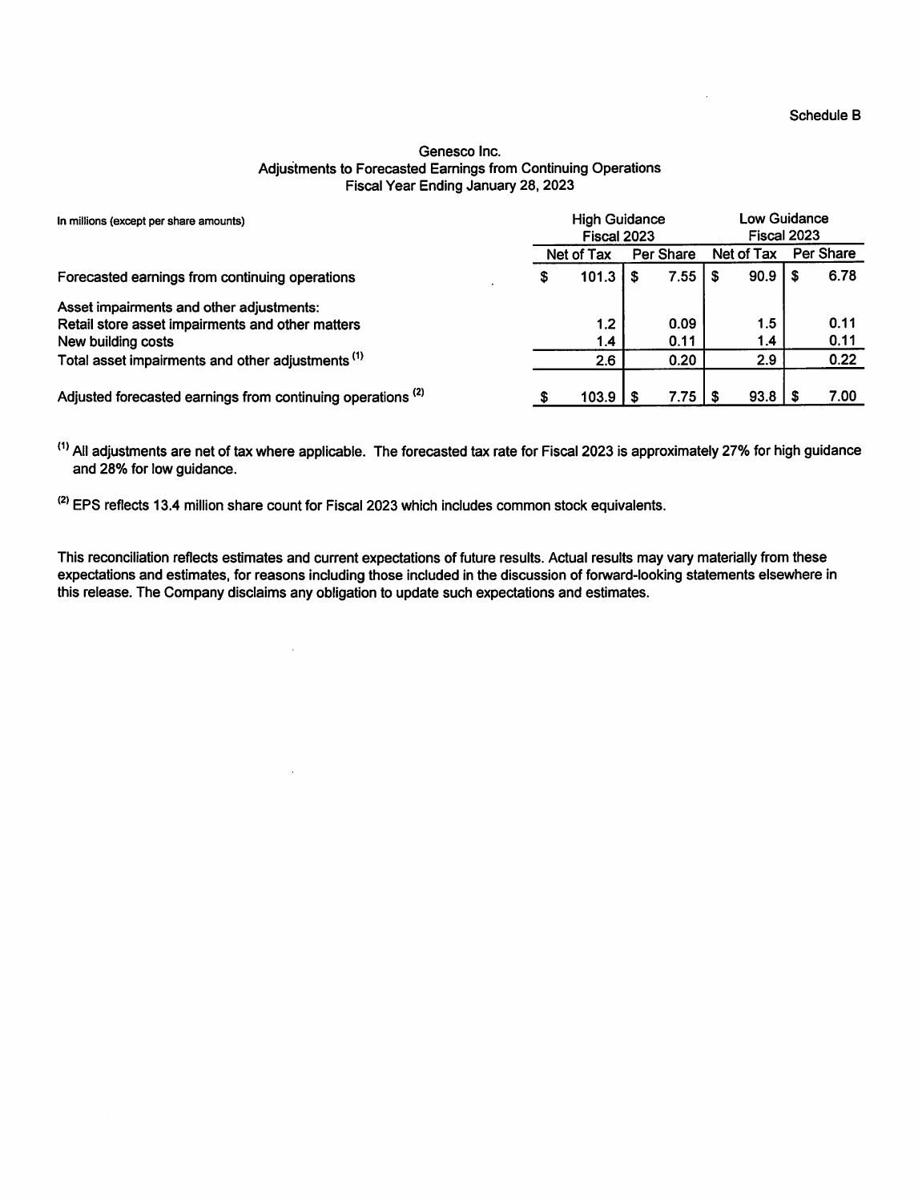Schedule B

## Genesco Inc.
## Adjustments to Forecasted Earnings from Continuing Operations
## Fiscal Year Ending January 28, 2023

| In millions (except per share amounts) | High Guidance Fiscal 2023 | | Low Guidance Fiscal 2023 | |
|---|---|---|---|---|
| | Net of Tax | Per Share | Net of Tax | Per Share |
| Forecasted earnings from continuing operations | $ 101.3 | $ 7.55 | $ 90.9 | $ 6.78 |
| Asset impairments and other adjustments: | | | | |
| Retail store asset impairments and other matters | 1.2 | 0.09 | 1.5 | 0.11 |
| New building costs | 1.4 | 0.11 | 1.4 | 0.11 |
| Total asset impairments and other adjustments [(1)] | 2.6 | 0.20 | 2.9 | 0.22 |
| Adjusted forecasted earnings from continuing operations [(2)] | $ 103.9 | $ 7.75 | $ 93.8 | $ 7.00 |

[(1)] All adjustments are net of tax where applicable. The forecasted tax rate for Fiscal 2023 is approximately 27% for high guidance and 28% for low guidance.

[(2)] EPS reflects 13.4 million share count for Fiscal 2023 which includes common stock equivalents.

This reconciliation reflects estimates and current expectations of future results. Actual results may vary materially from these expectations and estimates, for reasons including those included in the discussion of forward-looking statements elsewhere in this release. The Company disclaims any obligation to update such expectations and estimates.